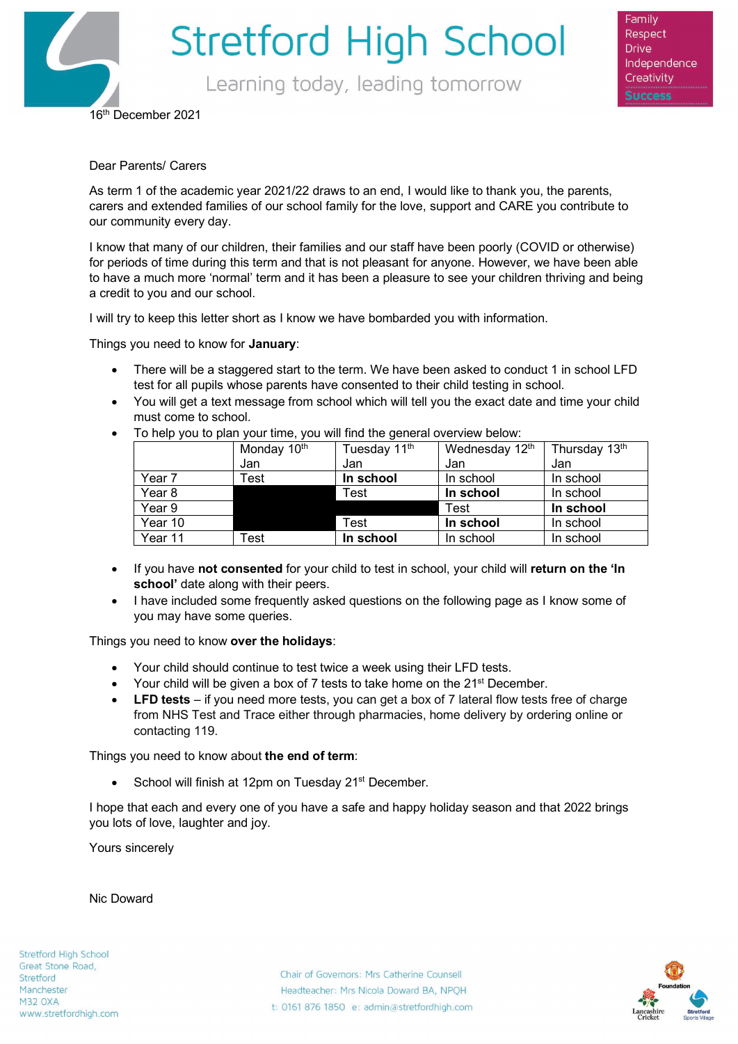# Stretford High School

Learning today, leading tomorrow

Family
Respect
Drive
Independence
Creativity
Success

16th December 2021

Dear Parents/ Carers

As term 1 of the academic year 2021/22 draws to an end, I would like to thank you, the parents, carers and extended families of our school family for the love, support and CARE you contribute to our community every day.

I know that many of our children, their families and our staff have been poorly (COVID or otherwise) for periods of time during this term and that is not pleasant for anyone. However, we have been able to have a much more 'normal' term and it has been a pleasure to see your children thriving and being a credit to you and our school.

I will try to keep this letter short as I know we have bombarded you with information.

Things you need to know for **January**:

- There will be a staggered start to the term. We have been asked to conduct 1 in school LFD test for all pupils whose parents have consented to their child testing in school.
- You will get a text message from school which will tell you the exact date and time your child must come to school.
- To help you to plan your time, you will find the general overview below:

| | Monday 10th Jan | Tuesday 11th Jan | Wednesday 12th Jan | Thursday 13th Jan |
|---|---|---|---|---|
| Year 7 | Test | **In school** | In school | In school |
| Year 8 | | Test | **In school** | In school |
| Year 9 | | | Test | **In school** |
| Year 10 | | Test | **In school** | In school |
| Year 11 | Test | **In school** | In school | In school |

- If you have **not consented** for your child to test in school, your child will **return on the 'In school'** date along with their peers.
- I have included some frequently asked questions on the following page as I know some of you may have some queries.

Things you need to know **over the holidays**:

- Your child should continue to test twice a week using their LFD tests.
- Your child will be given a box of 7 tests to take home on the 21st December.
- **LFD tests** – if you need more tests, you can get a box of 7 lateral flow tests free of charge from NHS Test and Trace either through pharmacies, home delivery by ordering online or contacting 119.

Things you need to know about **the end of term**:

- School will finish at 12pm on Tuesday 21st December.

I hope that each and every one of you have a safe and happy holiday season and that 2022 brings you lots of love, laughter and joy.

Yours sincerely

Nic Doward

Stretford High School
Great Stone Road,
Stretford
Manchester
M32 0XA
www.stretfordhigh.com

Chair of Governors: Mrs Catherine Counsell
Headteacher: Mrs Nicola Doward BA, NPQH
t: 0161 876 1850 e: admin@stretfordhigh.com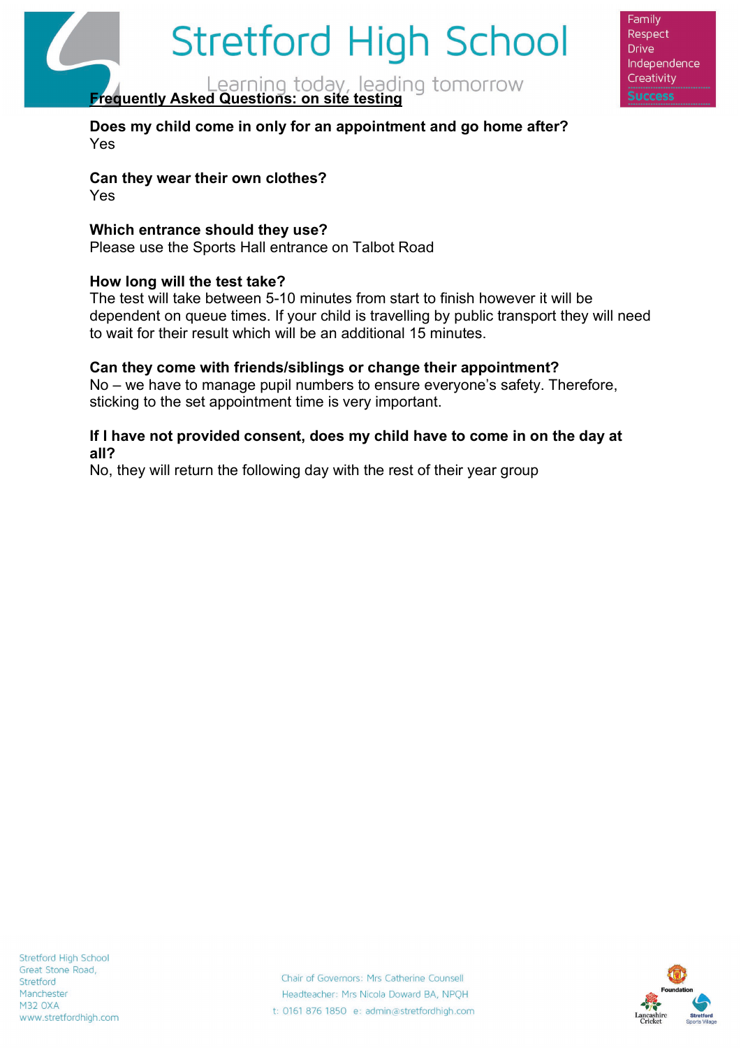## Frequently Asked Questions: on site testing

**Does my child come in only for an appointment and go home after?**
Yes

**Can they wear their own clothes?**
Yes

**Which entrance should they use?**
Please use the Sports Hall entrance on Talbot Road

**How long will the test take?**
The test will take between 5-10 minutes from start to finish however it will be dependent on queue times. If your child is travelling by public transport they will need to wait for their result which will be an additional 15 minutes.

**Can they come with friends/siblings or change their appointment?**
No – we have to manage pupil numbers to ensure everyone's safety. Therefore, sticking to the set appointment time is very important.

**If I have not provided consent, does my child have to come in on the day at all?**
No, they will return the following day with the rest of their year group